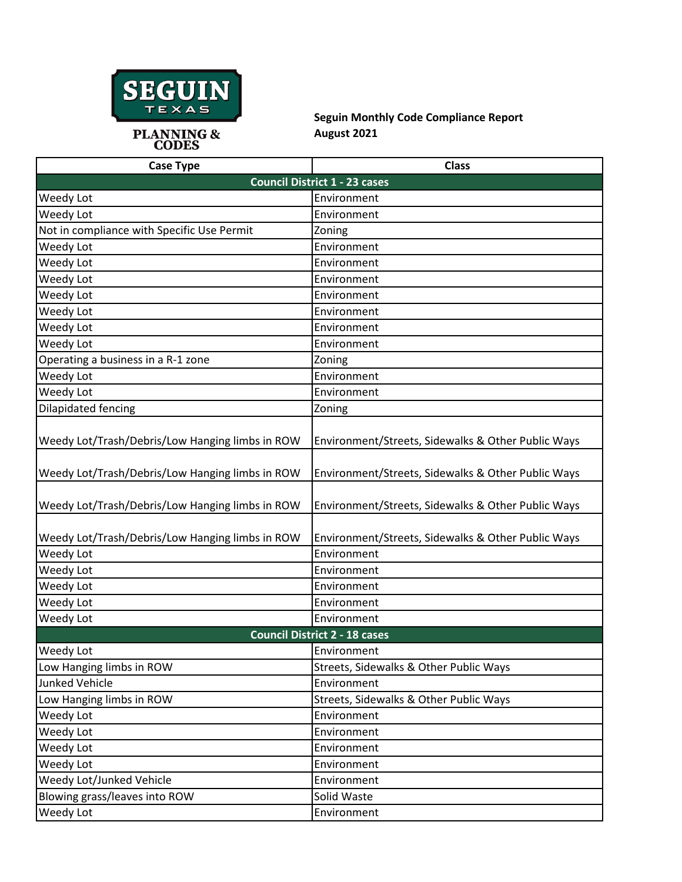SEGUIN TEXAS

PLANNING & CODES

**Seguin Monthly Code Compliance Report**
**August 2021**

| Case Type | Class |
|---|---|
| **Council District 1 - 23 cases** | |
| Weedy Lot | Environment |
| Weedy Lot | Environment |
| Not in compliance with Specific Use Permit | Zoning |
| Weedy Lot | Environment |
| Weedy Lot | Environment |
| Weedy Lot | Environment |
| Weedy Lot | Environment |
| Weedy Lot | Environment |
| Weedy Lot | Environment |
| Weedy Lot | Environment |
| Operating a business in a R-1 zone | Zoning |
| Weedy Lot | Environment |
| Weedy Lot | Environment |
| Dilapidated fencing | Zoning |
| Weedy Lot/Trash/Debris/Low Hanging limbs in ROW | Environment/Streets, Sidewalks & Other Public Ways |
| Weedy Lot/Trash/Debris/Low Hanging limbs in ROW | Environment/Streets, Sidewalks & Other Public Ways |
| Weedy Lot/Trash/Debris/Low Hanging limbs in ROW | Environment/Streets, Sidewalks & Other Public Ways |
| Weedy Lot/Trash/Debris/Low Hanging limbs in ROW | Environment/Streets, Sidewalks & Other Public Ways |
| Weedy Lot | Environment |
| Weedy Lot | Environment |
| Weedy Lot | Environment |
| Weedy Lot | Environment |
| Weedy Lot | Environment |
| **Council District 2 - 18 cases** | |
| Weedy Lot | Environment |
| Low Hanging limbs in ROW | Streets, Sidewalks & Other Public Ways |
| Junked Vehicle | Environment |
| Low Hanging limbs in ROW | Streets, Sidewalks & Other Public Ways |
| Weedy Lot | Environment |
| Weedy Lot | Environment |
| Weedy Lot | Environment |
| Weedy Lot | Environment |
| Weedy Lot/Junked Vehicle | Environment |
| Blowing grass/leaves into ROW | Solid Waste |
| Weedy Lot | Environment |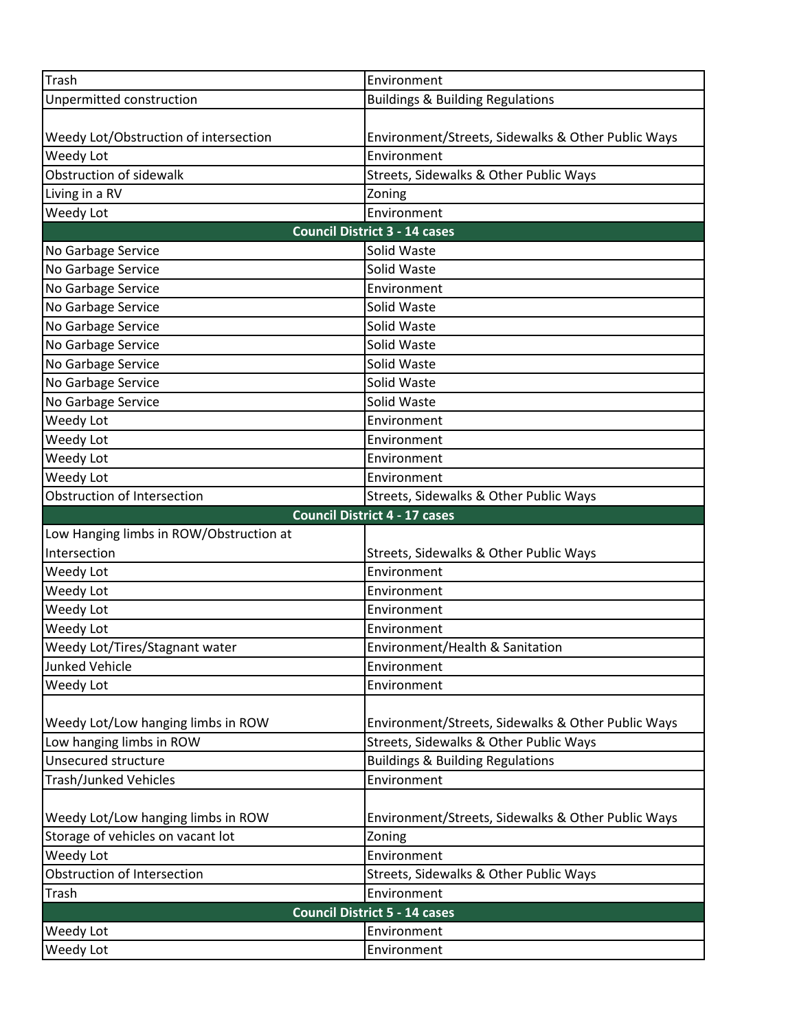| | |
|---|---|
| Trash | Environment |
| Unpermitted construction | Buildings & Building Regulations |
| Weedy Lot/Obstruction of intersection | Environment/Streets, Sidewalks & Other Public Ways |
| Weedy Lot | Environment |
| Obstruction of sidewalk | Streets, Sidewalks & Other Public Ways |
| Living in a RV | Zoning |
| Weedy Lot | Environment |
| **Council District 3 - 14 cases** | |
| No Garbage Service | Solid Waste |
| No Garbage Service | Solid Waste |
| No Garbage Service | Environment |
| No Garbage Service | Solid Waste |
| No Garbage Service | Solid Waste |
| No Garbage Service | Solid Waste |
| No Garbage Service | Solid Waste |
| No Garbage Service | Solid Waste |
| No Garbage Service | Solid Waste |
| Weedy Lot | Environment |
| Weedy Lot | Environment |
| Weedy Lot | Environment |
| Weedy Lot | Environment |
| Obstruction of Intersection | Streets, Sidewalks & Other Public Ways |
| **Council District 4 - 17 cases** | |
| Low Hanging limbs in ROW/Obstruction at Intersection | Streets, Sidewalks & Other Public Ways |
| Weedy Lot | Environment |
| Weedy Lot | Environment |
| Weedy Lot | Environment |
| Weedy Lot | Environment |
| Weedy Lot/Tires/Stagnant water | Environment/Health & Sanitation |
| Junked Vehicle | Environment |
| Weedy Lot | Environment |
| Weedy Lot/Low hanging limbs in ROW | Environment/Streets, Sidewalks & Other Public Ways |
| Low hanging limbs in ROW | Streets, Sidewalks & Other Public Ways |
| Unsecured structure | Buildings & Building Regulations |
| Trash/Junked Vehicles | Environment |
| Weedy Lot/Low hanging limbs in ROW | Environment/Streets, Sidewalks & Other Public Ways |
| Storage of vehicles on vacant lot | Zoning |
| Weedy Lot | Environment |
| Obstruction of Intersection | Streets, Sidewalks & Other Public Ways |
| Trash | Environment |
| **Council District 5 - 14 cases** | |
| Weedy Lot | Environment |
| Weedy Lot | Environment |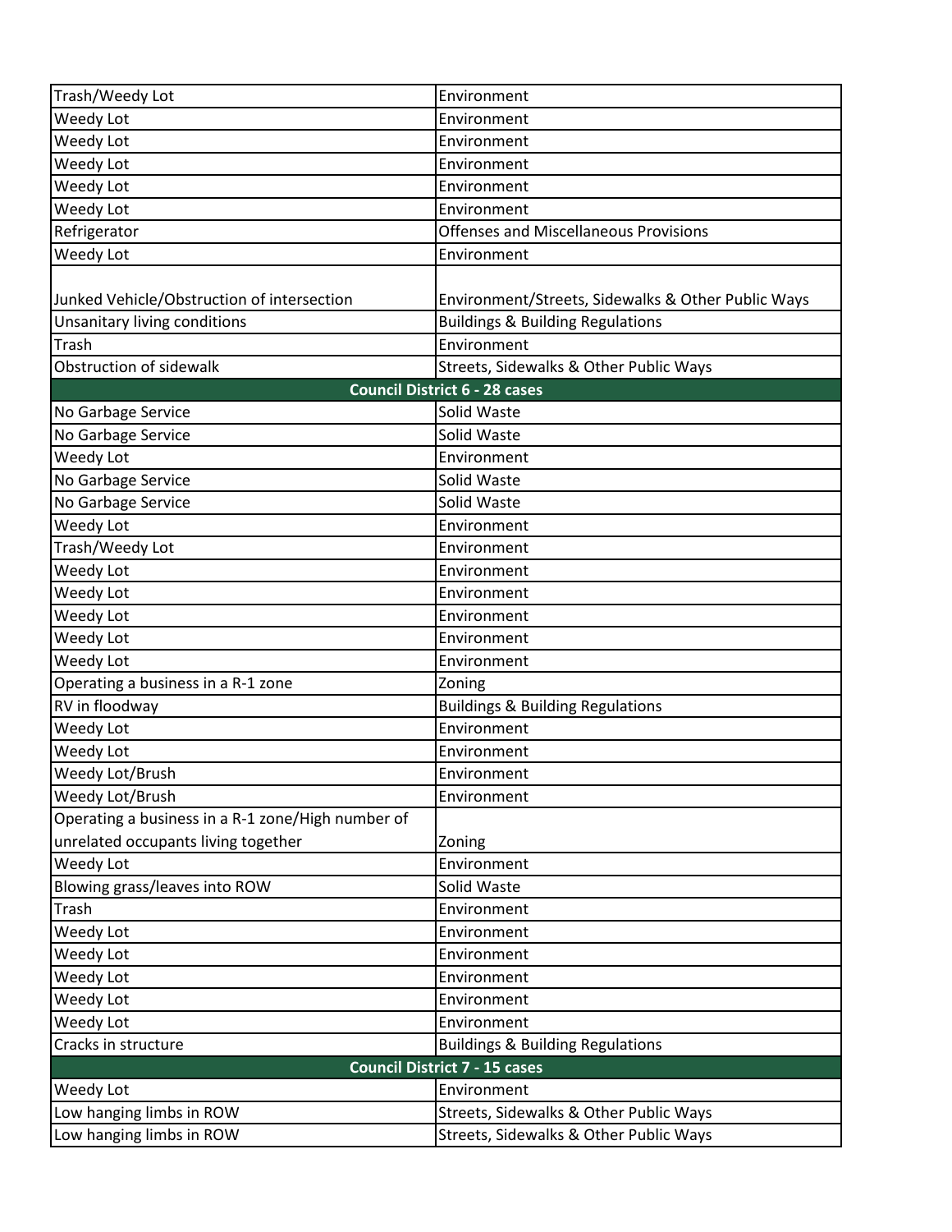| | |
|---|---|
| Trash/Weedy Lot | Environment |
| Weedy Lot | Environment |
| Weedy Lot | Environment |
| Weedy Lot | Environment |
| Weedy Lot | Environment |
| Weedy Lot | Environment |
| Refrigerator | Offenses and Miscellaneous Provisions |
| Weedy Lot | Environment |
| Junked Vehicle/Obstruction of intersection | Environment/Streets, Sidewalks & Other Public Ways |
| Unsanitary living conditions | Buildings & Building Regulations |
| Trash | Environment |
| Obstruction of sidewalk | Streets, Sidewalks & Other Public Ways |
| **Council District 6 - 28 cases** | |
| No Garbage Service | Solid Waste |
| No Garbage Service | Solid Waste |
| Weedy Lot | Environment |
| No Garbage Service | Solid Waste |
| No Garbage Service | Solid Waste |
| Weedy Lot | Environment |
| Trash/Weedy Lot | Environment |
| Weedy Lot | Environment |
| Weedy Lot | Environment |
| Weedy Lot | Environment |
| Weedy Lot | Environment |
| Weedy Lot | Environment |
| Operating a business in a R-1 zone | Zoning |
| RV in floodway | Buildings & Building Regulations |
| Weedy Lot | Environment |
| Weedy Lot | Environment |
| Weedy Lot/Brush | Environment |
| Weedy Lot/Brush | Environment |
| Operating a business in a R-1 zone/High number of unrelated occupants living together | Zoning |
| Weedy Lot | Environment |
| Blowing grass/leaves into ROW | Solid Waste |
| Trash | Environment |
| Weedy Lot | Environment |
| Weedy Lot | Environment |
| Weedy Lot | Environment |
| Weedy Lot | Environment |
| Weedy Lot | Environment |
| Cracks in structure | Buildings & Building Regulations |
| **Council District 7 - 15 cases** | |
| Weedy Lot | Environment |
| Low hanging limbs in ROW | Streets, Sidewalks & Other Public Ways |
| Low hanging limbs in ROW | Streets, Sidewalks & Other Public Ways |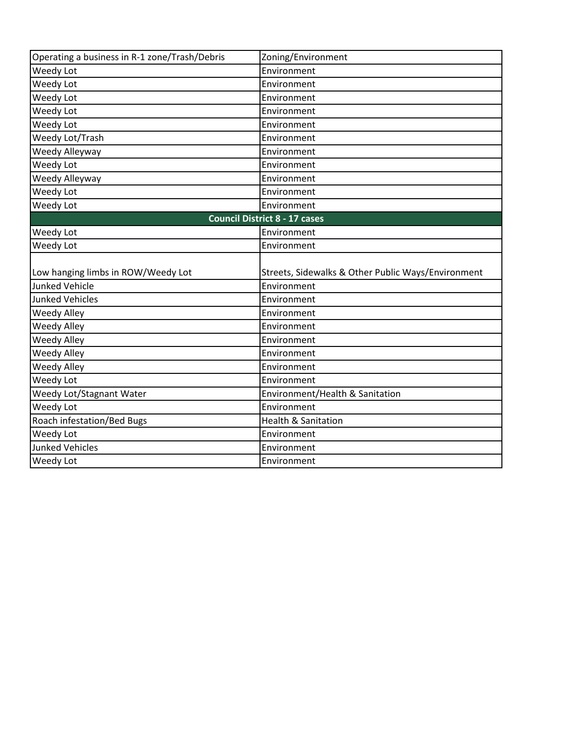| | |
|---|---|
| Operating a business in R-1 zone/Trash/Debris | Zoning/Environment |
| Weedy Lot | Environment |
| Weedy Lot | Environment |
| Weedy Lot | Environment |
| Weedy Lot | Environment |
| Weedy Lot | Environment |
| Weedy Lot/Trash | Environment |
| Weedy Alleyway | Environment |
| Weedy Lot | Environment |
| Weedy Alleyway | Environment |
| Weedy Lot | Environment |
| Weedy Lot | Environment |
| **Council District 8 - 17 cases** | |
| Weedy Lot | Environment |
| Weedy Lot | Environment |
| Low hanging limbs in ROW/Weedy Lot | Streets, Sidewalks & Other Public Ways/Environment |
| Junked Vehicle | Environment |
| Junked Vehicles | Environment |
| Weedy Alley | Environment |
| Weedy Alley | Environment |
| Weedy Alley | Environment |
| Weedy Alley | Environment |
| Weedy Alley | Environment |
| Weedy Lot | Environment |
| Weedy Lot/Stagnant Water | Environment/Health & Sanitation |
| Weedy Lot | Environment |
| Roach infestation/Bed Bugs | Health & Sanitation |
| Weedy Lot | Environment |
| Junked Vehicles | Environment |
| Weedy Lot | Environment |